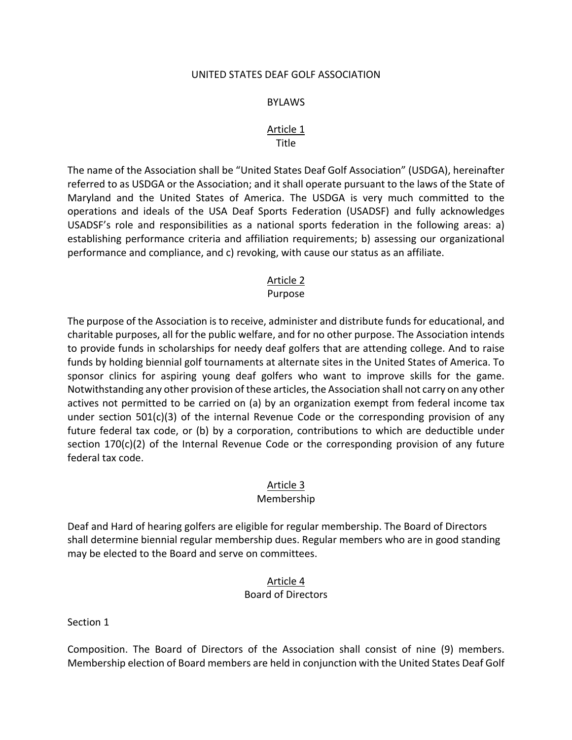# UNITED STATES DEAF GOLF ASSOCIATION

## BYLAWS

### Article 1
### Title

The name of the Association shall be "United States Deaf Golf Association" (USDGA), hereinafter referred to as USDGA or the Association; and it shall operate pursuant to the laws of the State of Maryland and the United States of America. The USDGA is very much committed to the operations and ideals of the USA Deaf Sports Federation (USADSF) and fully acknowledges USADSF's role and responsibilities as a national sports federation in the following areas: a) establishing performance criteria and affiliation requirements; b) assessing our organizational performance and compliance, and c) revoking, with cause our status as an affiliate.

### Article 2
### Purpose

The purpose of the Association is to receive, administer and distribute funds for educational, and charitable purposes, all for the public welfare, and for no other purpose. The Association intends to provide funds in scholarships for needy deaf golfers that are attending college. And to raise funds by holding biennial golf tournaments at alternate sites in the United States of America. To sponsor clinics for aspiring young deaf golfers who want to improve skills for the game. Notwithstanding any other provision of these articles, the Association shall not carry on any other actives not permitted to be carried on (a) by an organization exempt from federal income tax under section 501(c)(3) of the internal Revenue Code or the corresponding provision of any future federal tax code, or (b) by a corporation, contributions to which are deductible under section 170(c)(2) of the Internal Revenue Code or the corresponding provision of any future federal tax code.

### Article 3
### Membership

Deaf and Hard of hearing golfers are eligible for regular membership. The Board of Directors shall determine biennial regular membership dues. Regular members who are in good standing may be elected to the Board and serve on committees.

### Article 4
### Board of Directors

Section 1

Composition. The Board of Directors of the Association shall consist of nine (9) members. Membership election of Board members are held in conjunction with the United States Deaf Golf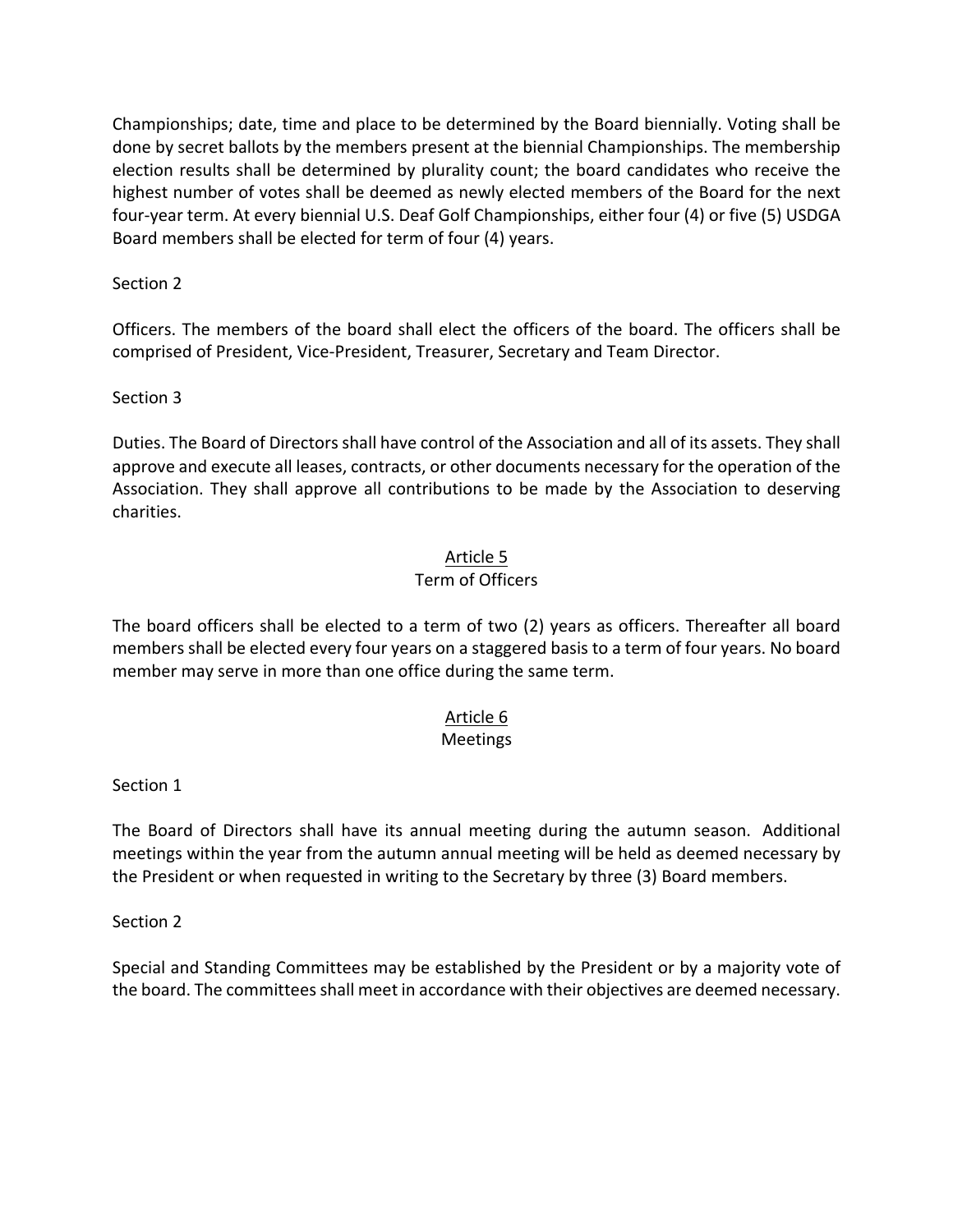Championships; date, time and place to be determined by the Board biennially. Voting shall be done by secret ballots by the members present at the biennial Championships. The membership election results shall be determined by plurality count; the board candidates who receive the highest number of votes shall be deemed as newly elected members of the Board for the next four-year term. At every biennial U.S. Deaf Golf Championships, either four (4) or five (5) USDGA Board members shall be elected for term of four (4) years.

Section 2

Officers. The members of the board shall elect the officers of the board. The officers shall be comprised of President, Vice-President, Treasurer, Secretary and Team Director.

Section 3

Duties. The Board of Directors shall have control of the Association and all of its assets. They shall approve and execute all leases, contracts, or other documents necessary for the operation of the Association. They shall approve all contributions to be made by the Association to deserving charities.

## Article 5
## Term of Officers

The board officers shall be elected to a term of two (2) years as officers. Thereafter all board members shall be elected every four years on a staggered basis to a term of four years. No board member may serve in more than one office during the same term.

## Article 6
## Meetings

Section 1

The Board of Directors shall have its annual meeting during the autumn season. Additional meetings within the year from the autumn annual meeting will be held as deemed necessary by the President or when requested in writing to the Secretary by three (3) Board members.

Section 2

Special and Standing Committees may be established by the President or by a majority vote of the board. The committees shall meet in accordance with their objectives are deemed necessary.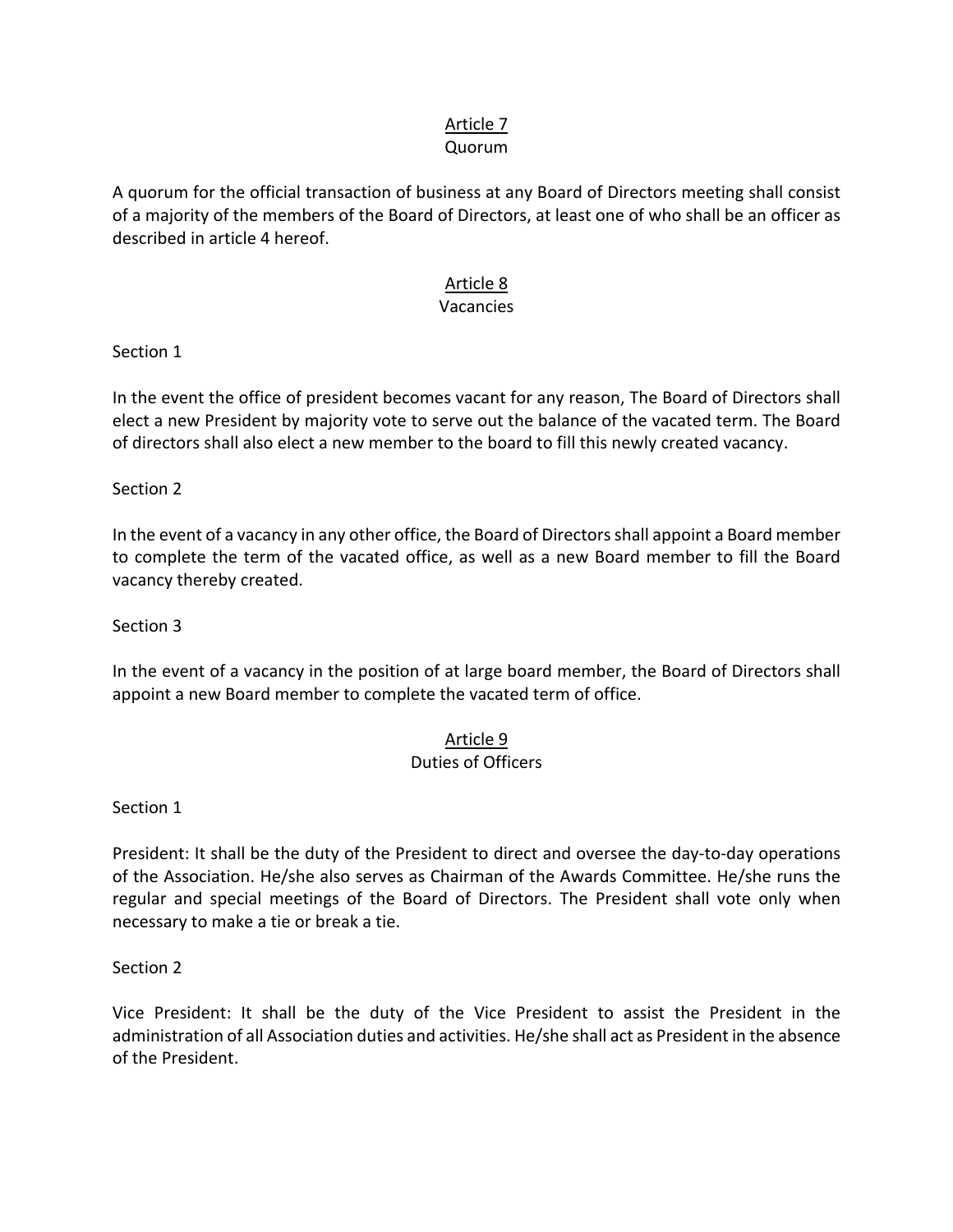## Article 7
### Quorum

A quorum for the official transaction of business at any Board of Directors meeting shall consist of a majority of the members of the Board of Directors, at least one of who shall be an officer as described in article 4 hereof.

## Article 8
### Vacancies

Section 1

In the event the office of president becomes vacant for any reason, The Board of Directors shall elect a new President by majority vote to serve out the balance of the vacated term. The Board of directors shall also elect a new member to the board to fill this newly created vacancy.

Section 2

In the event of a vacancy in any other office, the Board of Directors shall appoint a Board member to complete the term of the vacated office, as well as a new Board member to fill the Board vacancy thereby created.

Section 3

In the event of a vacancy in the position of at large board member, the Board of Directors shall appoint a new Board member to complete the vacated term of office.

## Article 9
### Duties of Officers

Section 1

President: It shall be the duty of the President to direct and oversee the day-to-day operations of the Association. He/she also serves as Chairman of the Awards Committee. He/she runs the regular and special meetings of the Board of Directors. The President shall vote only when necessary to make a tie or break a tie.

Section 2

Vice President: It shall be the duty of the Vice President to assist the President in the administration of all Association duties and activities. He/she shall act as President in the absence of the President.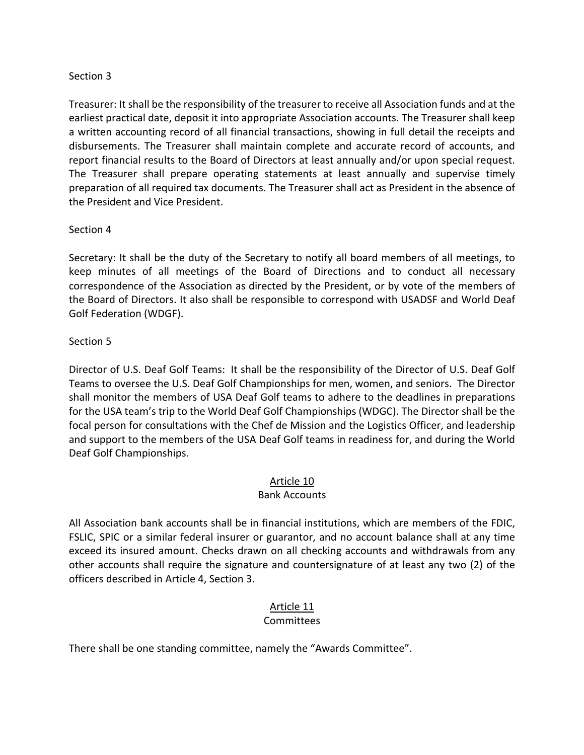Section 3

Treasurer: It shall be the responsibility of the treasurer to receive all Association funds and at the earliest practical date, deposit it into appropriate Association accounts. The Treasurer shall keep a written accounting record of all financial transactions, showing in full detail the receipts and disbursements. The Treasurer shall maintain complete and accurate record of accounts, and report financial results to the Board of Directors at least annually and/or upon special request. The Treasurer shall prepare operating statements at least annually and supervise timely preparation of all required tax documents. The Treasurer shall act as President in the absence of the President and Vice President.

Section 4

Secretary: It shall be the duty of the Secretary to notify all board members of all meetings, to keep minutes of all meetings of the Board of Directions and to conduct all necessary correspondence of the Association as directed by the President, or by vote of the members of the Board of Directors. It also shall be responsible to correspond with USADSF and World Deaf Golf Federation (WDGF).

Section 5

Director of U.S. Deaf Golf Teams: It shall be the responsibility of the Director of U.S. Deaf Golf Teams to oversee the U.S. Deaf Golf Championships for men, women, and seniors. The Director shall monitor the members of USA Deaf Golf teams to adhere to the deadlines in preparations for the USA team's trip to the World Deaf Golf Championships (WDGC). The Director shall be the focal person for consultations with the Chef de Mission and the Logistics Officer, and leadership and support to the members of the USA Deaf Golf teams in readiness for, and during the World Deaf Golf Championships.

## Article 10
### Bank Accounts

All Association bank accounts shall be in financial institutions, which are members of the FDIC, FSLIC, SPIC or a similar federal insurer or guarantor, and no account balance shall at any time exceed its insured amount. Checks drawn on all checking accounts and withdrawals from any other accounts shall require the signature and countersignature of at least any two (2) of the officers described in Article 4, Section 3.

## Article 11
### Committees

There shall be one standing committee, namely the "Awards Committee".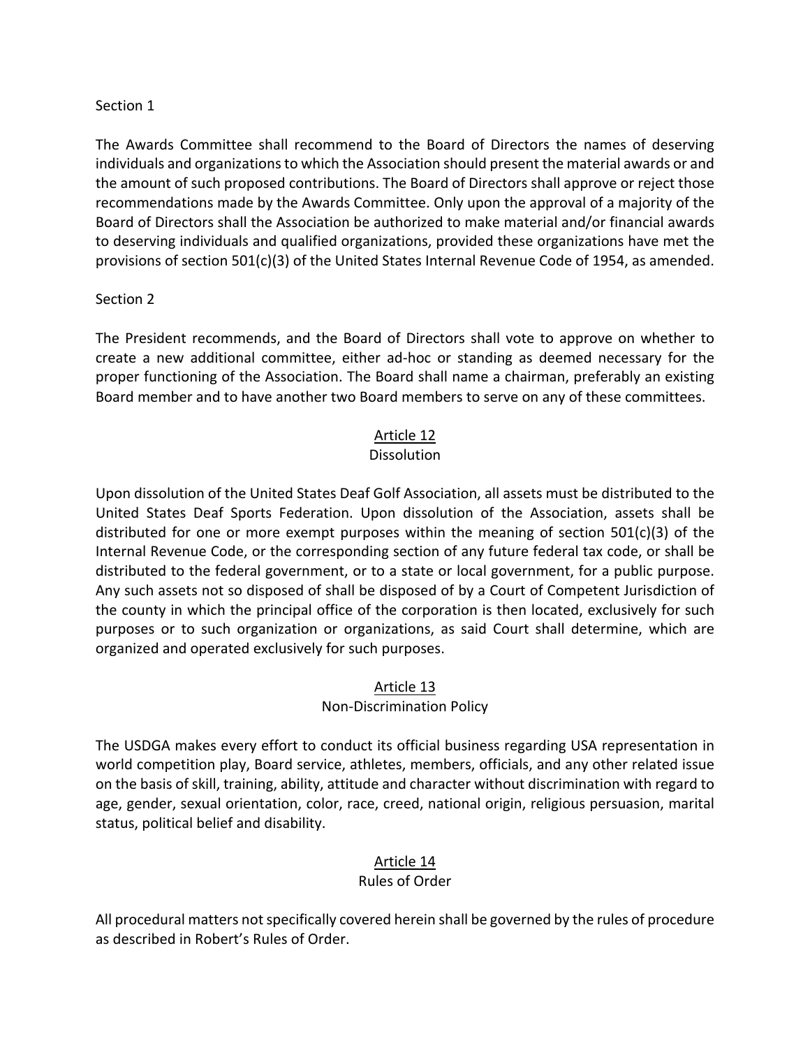Section 1

The Awards Committee shall recommend to the Board of Directors the names of deserving individuals and organizations to which the Association should present the material awards or and the amount of such proposed contributions. The Board of Directors shall approve or reject those recommendations made by the Awards Committee. Only upon the approval of a majority of the Board of Directors shall the Association be authorized to make material and/or financial awards to deserving individuals and qualified organizations, provided these organizations have met the provisions of section 501(c)(3) of the United States Internal Revenue Code of 1954, as amended.

Section 2

The President recommends, and the Board of Directors shall vote to approve on whether to create a new additional committee, either ad-hoc or standing as deemed necessary for the proper functioning of the Association. The Board shall name a chairman, preferably an existing Board member and to have another two Board members to serve on any of these committees.

## Article 12
### Dissolution

Upon dissolution of the United States Deaf Golf Association, all assets must be distributed to the United States Deaf Sports Federation. Upon dissolution of the Association, assets shall be distributed for one or more exempt purposes within the meaning of section 501(c)(3) of the Internal Revenue Code, or the corresponding section of any future federal tax code, or shall be distributed to the federal government, or to a state or local government, for a public purpose. Any such assets not so disposed of shall be disposed of by a Court of Competent Jurisdiction of the county in which the principal office of the corporation is then located, exclusively for such purposes or to such organization or organizations, as said Court shall determine, which are organized and operated exclusively for such purposes.

## Article 13
### Non-Discrimination Policy

The USDGA makes every effort to conduct its official business regarding USA representation in world competition play, Board service, athletes, members, officials, and any other related issue on the basis of skill, training, ability, attitude and character without discrimination with regard to age, gender, sexual orientation, color, race, creed, national origin, religious persuasion, marital status, political belief and disability.

## Article 14
### Rules of Order

All procedural matters not specifically covered herein shall be governed by the rules of procedure as described in Robert's Rules of Order.